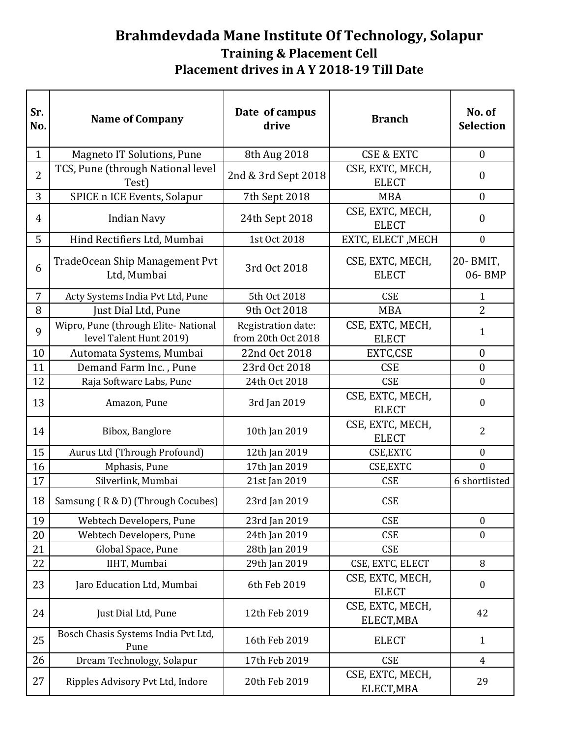# Brahmdevdada Mane Institute Of Technology, Solapur

## Training & Placement Cell

## Placement drives in A Y 2018-19 Till Date

| Sr. No. | Name of Company | Date of campus drive | Branch | No. of Selection |
|---|---|---|---|---|
| 1 | Magneto IT Solutions, Pune | 8th Aug 2018 | CSE & EXTC | 0 |
| 2 | TCS, Pune (through National level Test) | 2nd & 3rd Sept 2018 | CSE, EXTC, MECH, ELECT | 0 |
| 3 | SPICE n ICE Events, Solapur | 7th Sept 2018 | MBA | 0 |
| 4 | Indian Navy | 24th Sept 2018 | CSE, EXTC, MECH, ELECT | 0 |
| 5 | Hind Rectifiers Ltd, Mumbai | 1st Oct 2018 | EXTC, ELECT ,MECH | 0 |
| 6 | TradeOcean Ship Management Pvt Ltd, Mumbai | 3rd Oct 2018 | CSE, EXTC, MECH, ELECT | 20- BMIT, 06- BMP |
| 7 | Acty Systems India Pvt Ltd, Pune | 5th Oct 2018 | CSE | 1 |
| 8 | Just Dial Ltd, Pune | 9th Oct 2018 | MBA | 2 |
| 9 | Wipro, Pune (through Elite- National level Talent Hunt 2019) | Registration date: from 20th Oct 2018 | CSE, EXTC, MECH, ELECT | 1 |
| 10 | Automata Systems, Mumbai | 22nd Oct 2018 | EXTC,CSE | 0 |
| 11 | Demand Farm Inc. , Pune | 23rd Oct 2018 | CSE | 0 |
| 12 | Raja Software Labs, Pune | 24th Oct 2018 | CSE | 0 |
| 13 | Amazon, Pune | 3rd Jan 2019 | CSE, EXTC, MECH, ELECT | 0 |
| 14 | Bibox, Banglore | 10th Jan 2019 | CSE, EXTC, MECH, ELECT | 2 |
| 15 | Aurus Ltd (Through Profound) | 12th Jan 2019 | CSE,EXTC | 0 |
| 16 | Mphasis, Pune | 17th Jan 2019 | CSE,EXTC | 0 |
| 17 | Silverlink, Mumbai | 21st Jan 2019 | CSE | 6 shortlisted |
| 18 | Samsung ( R & D) (Through Cocubes) | 23rd Jan 2019 | CSE | |
| 19 | Webtech Developers, Pune | 23rd Jan 2019 | CSE | 0 |
| 20 | Webtech Developers, Pune | 24th Jan 2019 | CSE | 0 |
| 21 | Global Space, Pune | 28th Jan 2019 | CSE | |
| 22 | IIHT, Mumbai | 29th Jan 2019 | CSE, EXTC, ELECT | 8 |
| 23 | Jaro Education Ltd, Mumbai | 6th Feb 2019 | CSE, EXTC, MECH, ELECT | 0 |
| 24 | Just Dial Ltd, Pune | 12th Feb 2019 | CSE, EXTC, MECH, ELECT,MBA | 42 |
| 25 | Bosch Chasis Systems India Pvt Ltd, Pune | 16th Feb 2019 | ELECT | 1 |
| 26 | Dream Technology, Solapur | 17th Feb 2019 | CSE | 4 |
| 27 | Ripples Advisory Pvt Ltd, Indore | 20th Feb 2019 | CSE, EXTC, MECH, ELECT,MBA | 29 |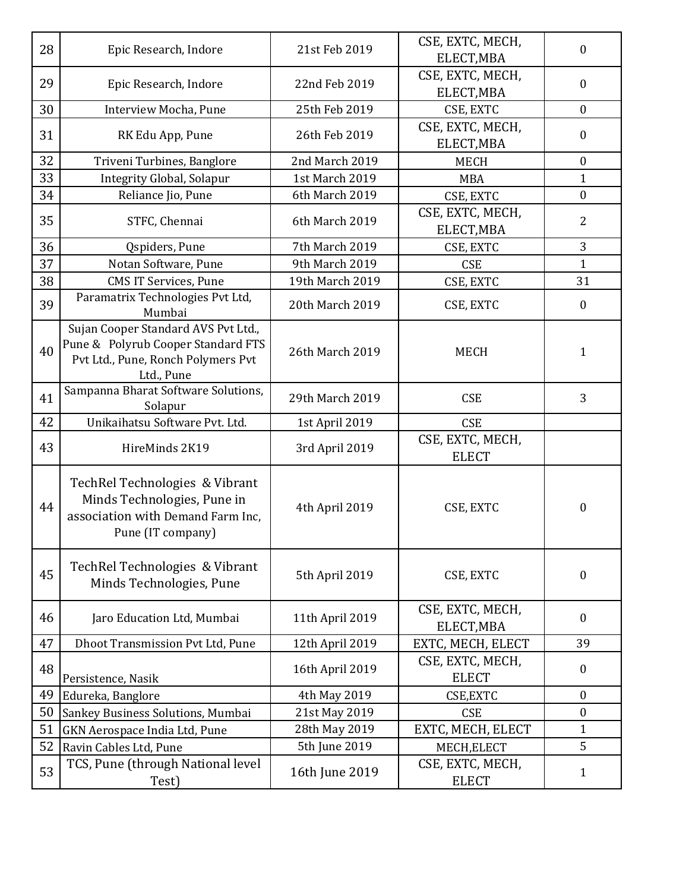| | | | | |
|---|---|---|---|---|
| 28 | Epic Research, Indore | 21st Feb 2019 | CSE, EXTC, MECH, ELECT,MBA | 0 |
| 29 | Epic Research, Indore | 22nd Feb 2019 | CSE, EXTC, MECH, ELECT,MBA | 0 |
| 30 | Interview Mocha, Pune | 25th Feb 2019 | CSE, EXTC | 0 |
| 31 | RK Edu App, Pune | 26th Feb 2019 | CSE, EXTC, MECH, ELECT,MBA | 0 |
| 32 | Triveni Turbines, Banglore | 2nd March 2019 | MECH | 0 |
| 33 | Integrity Global, Solapur | 1st March 2019 | MBA | 1 |
| 34 | Reliance Jio, Pune | 6th March 2019 | CSE, EXTC | 0 |
| 35 | STFC, Chennai | 6th March 2019 | CSE, EXTC, MECH, ELECT,MBA | 2 |
| 36 | Qspiders, Pune | 7th March 2019 | CSE, EXTC | 3 |
| 37 | Notan Software, Pune | 9th March 2019 | CSE | 1 |
| 38 | CMS IT Services, Pune | 19th March 2019 | CSE, EXTC | 31 |
| 39 | Paramatrix Technologies Pvt Ltd, Mumbai | 20th March 2019 | CSE, EXTC | 0 |
| 40 | Sujan Cooper Standard AVS Pvt Ltd., Pune & Polyrub Cooper Standard FTS Pvt Ltd., Pune, Ronch Polymers Pvt Ltd., Pune | 26th March 2019 | MECH | 1 |
| 41 | Sampanna Bharat Software Solutions, Solapur | 29th March 2019 | CSE | 3 |
| 42 | Unikaihatsu Software Pvt. Ltd. | 1st April 2019 | CSE | |
| 43 | HireMinds 2K19 | 3rd April 2019 | CSE, EXTC, MECH, ELECT | |
| 44 | TechRel Technologies & Vibrant Minds Technologies, Pune in association with Demand Farm Inc, Pune (IT company) | 4th April 2019 | CSE, EXTC | 0 |
| 45 | TechRel Technologies & Vibrant Minds Technologies, Pune | 5th April 2019 | CSE, EXTC | 0 |
| 46 | Jaro Education Ltd, Mumbai | 11th April 2019 | CSE, EXTC, MECH, ELECT,MBA | 0 |
| 47 | Dhoot Transmission Pvt Ltd, Pune | 12th April 2019 | EXTC, MECH, ELECT | 39 |
| 48 | Persistence, Nasik | 16th April 2019 | CSE, EXTC, MECH, ELECT | 0 |
| 49 | Edureka, Banglore | 4th May 2019 | CSE,EXTC | 0 |
| 50 | Sankey Business Solutions, Mumbai | 21st May 2019 | CSE | 0 |
| 51 | GKN Aerospace India Ltd, Pune | 28th May 2019 | EXTC, MECH, ELECT | 1 |
| 52 | Ravin Cables Ltd, Pune | 5th June 2019 | MECH,ELECT | 5 |
| 53 | TCS, Pune (through National level Test) | 16th June 2019 | CSE, EXTC, MECH, ELECT | 1 |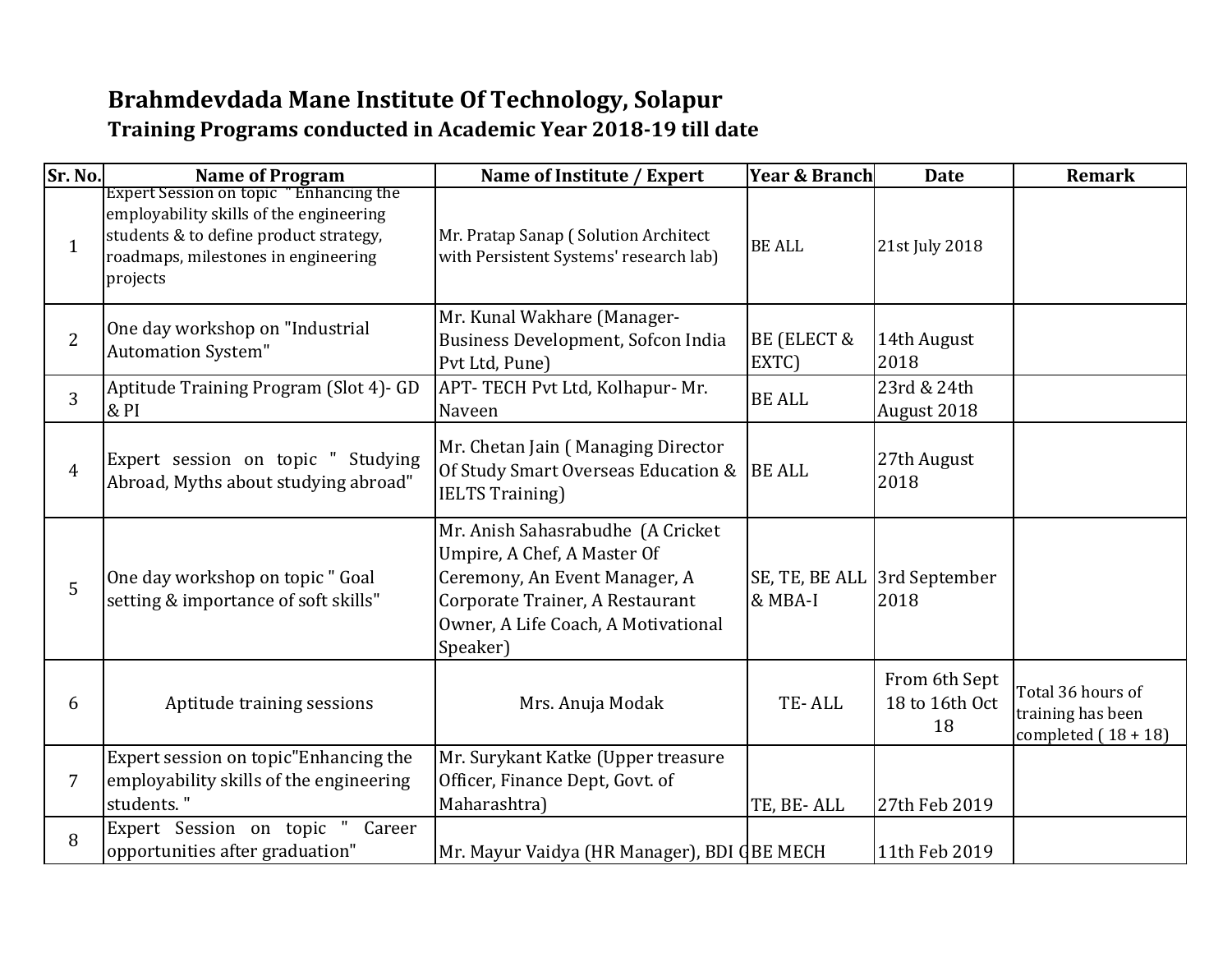# Brahmdevdada Mane Institute Of Technology, Solapur

## Training Programs conducted in Academic Year 2018-19 till date

| Sr. No. | Name of Program | Name of Institute / Expert | Year & Branch | Date | Remark |
|---|---|---|---|---|---|
| 1 | Expert Session on topic " Enhancing the employability skills of the engineering students & to define product strategy, roadmaps, milestones in engineering projects | Mr. Pratap Sanap ( Solution Architect with Persistent Systems' research lab) | BE ALL | 21st July 2018 | |
| 2 | One day workshop on "Industrial Automation System" | Mr. Kunal Wakhare (Manager- Business Development, Sofcon India Pvt Ltd, Pune) | BE (ELECT & EXTC) | 14th August 2018 | |
| 3 | Aptitude Training Program (Slot 4)- GD & PI | APT- TECH Pvt Ltd, Kolhapur- Mr. Naveen | BE ALL | 23rd & 24th August 2018 | |
| 4 | Expert session on topic " Studying Abroad, Myths about studying abroad" | Mr. Chetan Jain ( Managing Director Of Study Smart Overseas Education & IELTS Training) | BE ALL | 27th August 2018 | |
| 5 | One day workshop on topic " Goal setting & importance of soft skills" | Mr. Anish Sahasrabudhe (A Cricket Umpire, A Chef, A Master Of Ceremony, An Event Manager, A Corporate Trainer, A Restaurant Owner, A Life Coach, A Motivational Speaker) | SE, TE, BE ALL & MBA-I | 3rd September 2018 | |
| 6 | Aptitude training sessions | Mrs. Anuja Modak | TE- ALL | From 6th Sept 18 to 16th Oct 18 | Total 36 hours of training has been completed ( 18 + 18) |
| 7 | Expert session on topic"Enhancing the employability skills of the engineering students. " | Mr. Surykant Katke (Upper treasure Officer, Finance Dept, Govt. of Maharashtra) | TE, BE- ALL | 27th Feb 2019 | |
| 8 | Expert Session on topic " Career opportunities after graduation" | Mr. Mayur Vaidya (HR Manager), BDI G | BE MECH | 11th Feb 2019 | |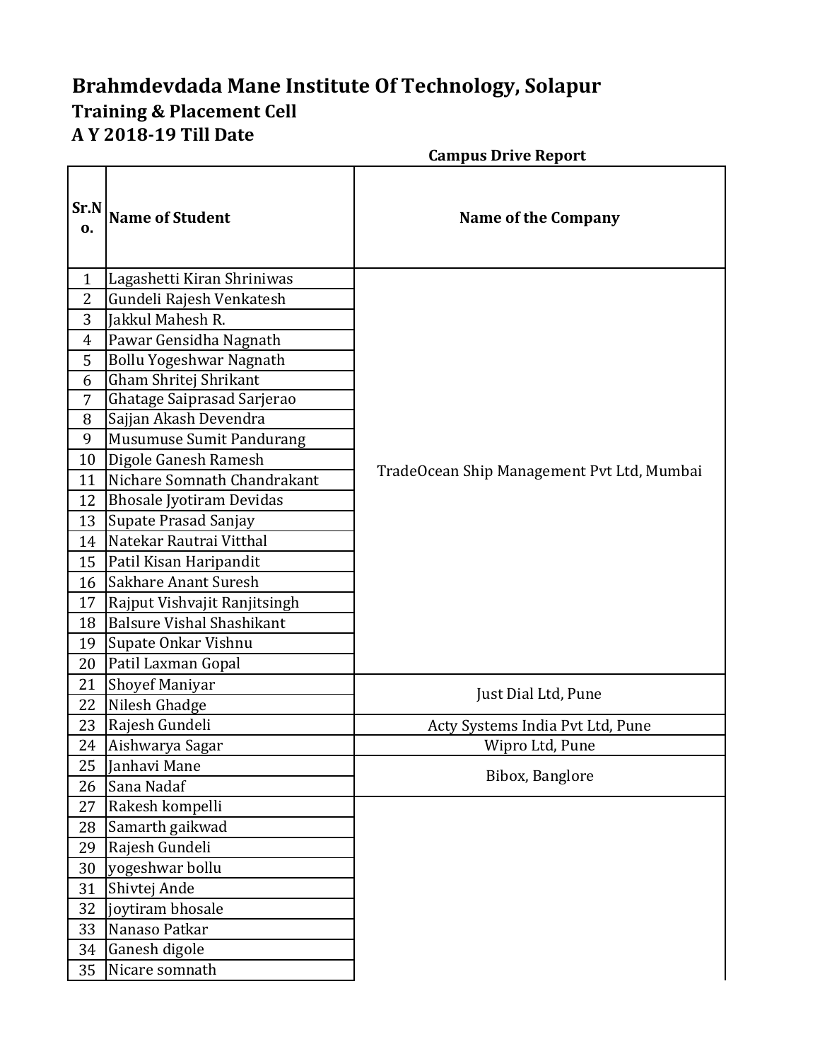# Brahmdevdada Mane Institute Of Technology, Solapur

## Training & Placement Cell

## A Y 2018-19 Till Date

**Campus Drive Report**

| Sr.No. | Name of Student | Name of the Company |
|---|---|---|
| 1 | Lagashetti Kiran Shriniwas | TradeOcean Ship Management Pvt Ltd, Mumbai |
| 2 | Gundeli Rajesh Venkatesh | |
| 3 | Jakkul Mahesh R. | |
| 4 | Pawar Gensidha Nagnath | |
| 5 | Bollu Yogeshwar Nagnath | |
| 6 | Gham Shritej Shrikant | |
| 7 | Ghatage Saiprasad Sarjerao | |
| 8 | Sajjan Akash Devendra | |
| 9 | Musumuse Sumit Pandurang | |
| 10 | Digole Ganesh Ramesh | |
| 11 | Nichare Somnath Chandrakant | |
| 12 | Bhosale Jyotiram Devidas | |
| 13 | Supate Prasad Sanjay | |
| 14 | Natekar Rautrai Vitthal | |
| 15 | Patil Kisan Haripandit | |
| 16 | Sakhare Anant Suresh | |
| 17 | Rajput Vishvajit Ranjitsingh | |
| 18 | Balsure Vishal Shashikant | |
| 19 | Supate Onkar Vishnu | |
| 20 | Patil Laxman Gopal | |
| 21 | Shoyef Maniyar | Just Dial Ltd, Pune |
| 22 | Nilesh Ghadge | |
| 23 | Rajesh Gundeli | Acty Systems India Pvt Ltd, Pune |
| 24 | Aishwarya Sagar | Wipro Ltd, Pune |
| 25 | Janhavi Mane | Bibox, Banglore |
| 26 | Sana Nadaf | |
| 27 | Rakesh kompelli | |
| 28 | Samarth gaikwad | |
| 29 | Rajesh Gundeli | |
| 30 | yogeshwar bollu | |
| 31 | Shivtej Ande | |
| 32 | joytiram bhosale | |
| 33 | Nanaso Patkar | |
| 34 | Ganesh digole | |
| 35 | Nicare somnath | |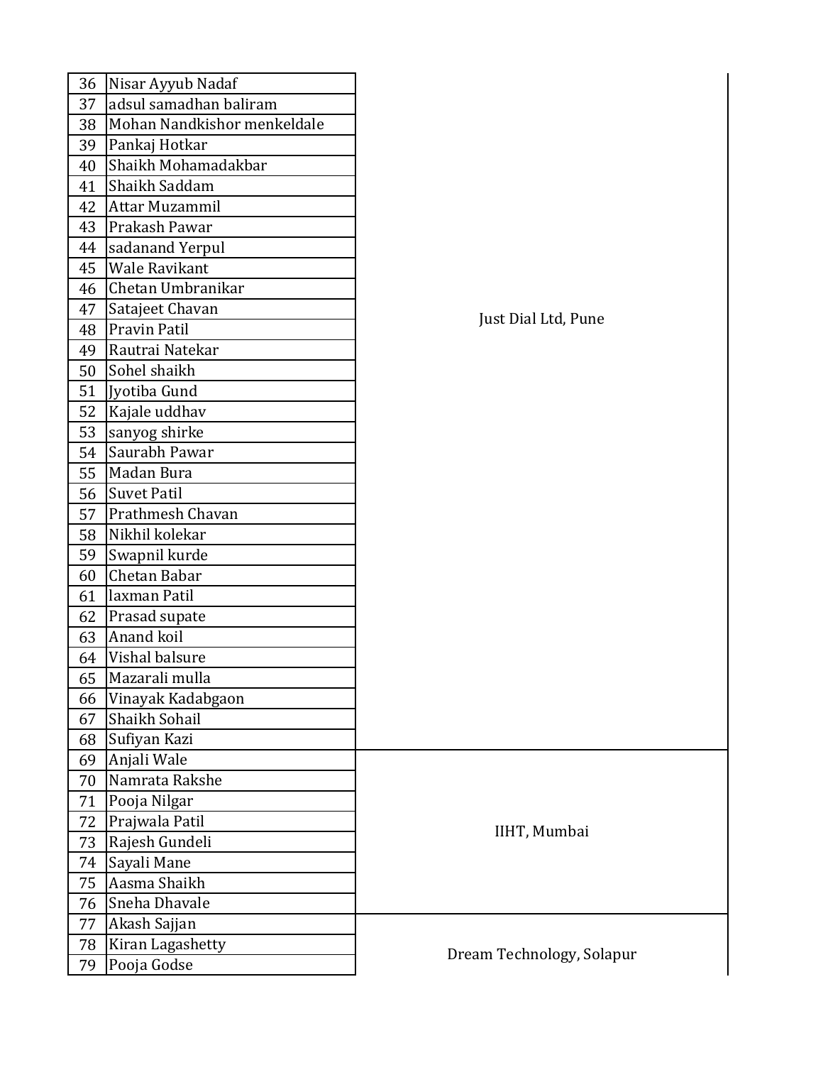| | | |
|---|---|---|
| 36 | Nisar Ayyub Nadaf | Just Dial Ltd, Pune |
| 37 | adsul samadhan baliram | |
| 38 | Mohan Nandkishor menkeldale | |
| 39 | Pankaj Hotkar | |
| 40 | Shaikh Mohamadakbar | |
| 41 | Shaikh Saddam | |
| 42 | Attar Muzammil | |
| 43 | Prakash Pawar | |
| 44 | sadanand Yerpul | |
| 45 | Wale Ravikant | |
| 46 | Chetan Umbranikar | |
| 47 | Satajeet Chavan | |
| 48 | Pravin Patil | |
| 49 | Rautrai Natekar | |
| 50 | Sohel shaikh | |
| 51 | Jyotiba Gund | |
| 52 | Kajale uddhav | |
| 53 | sanyog shirke | |
| 54 | Saurabh Pawar | |
| 55 | Madan Bura | |
| 56 | Suvet Patil | |
| 57 | Prathmesh Chavan | |
| 58 | Nikhil kolekar | |
| 59 | Swapnil kurde | |
| 60 | Chetan Babar | |
| 61 | laxman Patil | |
| 62 | Prasad supate | |
| 63 | Anand koil | |
| 64 | Vishal balsure | |
| 65 | Mazarali mulla | |
| 66 | Vinayak Kadabgaon | |
| 67 | Shaikh Sohail | |
| 68 | Sufiyan Kazi | |
| 69 | Anjali Wale | IIHT, Mumbai |
| 70 | Namrata Rakshe | |
| 71 | Pooja Nilgar | |
| 72 | Prajwala Patil | |
| 73 | Rajesh Gundeli | |
| 74 | Sayali Mane | |
| 75 | Aasma Shaikh | |
| 76 | Sneha Dhavale | |
| 77 | Akash Sajjan | Dream Technology, Solapur |
| 78 | Kiran Lagashetty | |
| 79 | Pooja Godse | |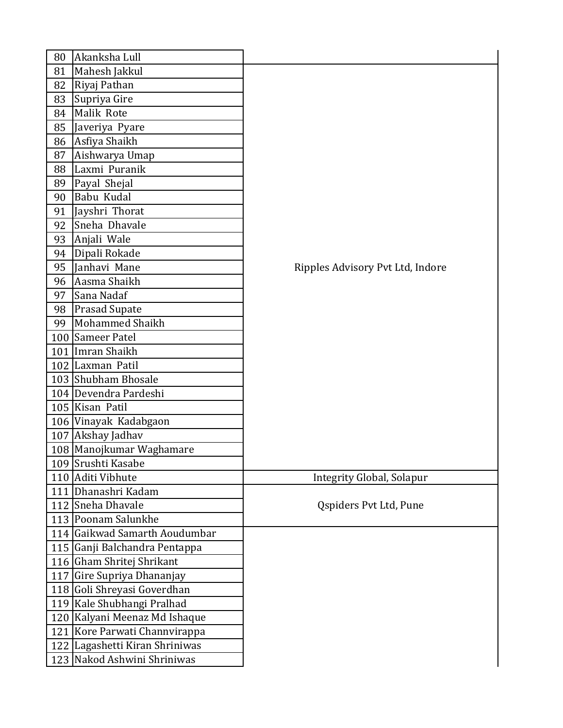| | | |
|---|---|---|
| 80 | Akanksha Lull | |
| 81 | Mahesh Jakkul | Ripples Advisory Pvt Ltd, Indore |
| 82 | Riyaj Pathan | |
| 83 | Supriya Gire | |
| 84 | Malik Rote | |
| 85 | Javeriya Pyare | |
| 86 | Asfiya Shaikh | |
| 87 | Aishwarya Umap | |
| 88 | Laxmi Puranik | |
| 89 | Payal Shejal | |
| 90 | Babu Kudal | |
| 91 | Jayshri Thorat | |
| 92 | Sneha Dhavale | |
| 93 | Anjali Wale | |
| 94 | Dipali Rokade | |
| 95 | Janhavi Mane | |
| 96 | Aasma Shaikh | |
| 97 | Sana Nadaf | |
| 98 | Prasad Supate | |
| 99 | Mohammed Shaikh | |
| 100 | Sameer Patel | |
| 101 | Imran Shaikh | |
| 102 | Laxman Patil | |
| 103 | Shubham Bhosale | |
| 104 | Devendra Pardeshi | |
| 105 | Kisan Patil | |
| 106 | Vinayak Kadabgaon | |
| 107 | Akshay Jadhav | |
| 108 | Manojkumar Waghamare | |
| 109 | Srushti Kasabe | |
| 110 | Aditi Vibhute | Integrity Global, Solapur |
| 111 | Dhanashri Kadam | Qspiders Pvt Ltd, Pune |
| 112 | Sneha Dhavale | |
| 113 | Poonam Salunkhe | |
| 114 | Gaikwad Samarth Aoudumbar | |
| 115 | Ganji Balchandra Pentappa | |
| 116 | Gham Shritej Shrikant | |
| 117 | Gire Supriya Dhananjay | |
| 118 | Goli Shreyasi Goverdhan | |
| 119 | Kale Shubhangi Pralhad | |
| 120 | Kalyani Meenaz Md Ishaque | |
| 121 | Kore Parwati Channvirappa | |
| 122 | Lagashetti Kiran Shriniwas | |
| 123 | Nakod Ashwini Shriniwas | |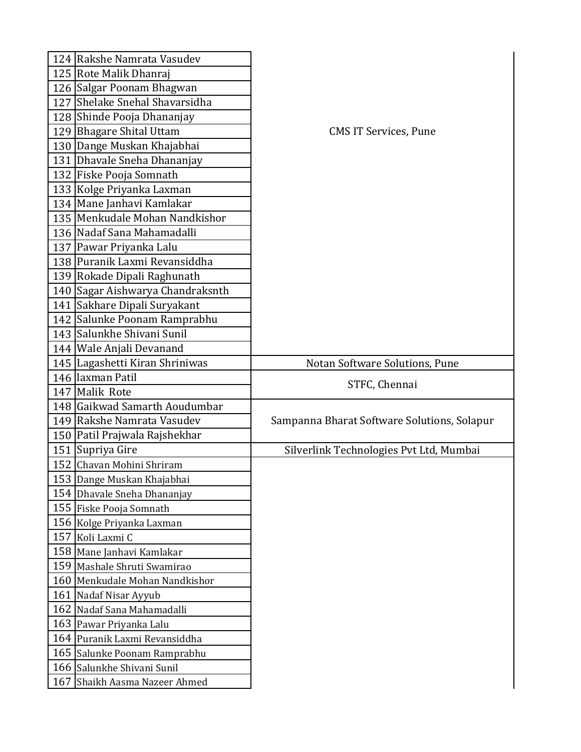| | | |
|---|---|---|
| 124 | Rakshe Namrata Vasudev | CMS IT Services, Pune |
| 125 | Rote Malik Dhanraj | |
| 126 | Salgar Poonam Bhagwan | |
| 127 | Shelake Snehal Shavarsidha | |
| 128 | Shinde Pooja Dhananjay | |
| 129 | Bhagare Shital Uttam | |
| 130 | Dange Muskan Khajabhai | |
| 131 | Dhavale Sneha Dhananjay | |
| 132 | Fiske Pooja Somnath | |
| 133 | Kolge Priyanka Laxman | |
| 134 | Mane Janhavi Kamlakar | |
| 135 | Menkudale Mohan Nandkishor | |
| 136 | Nadaf Sana Mahamadalli | |
| 137 | Pawar Priyanka Lalu | |
| 138 | Puranik Laxmi Revansiddha | |
| 139 | Rokade Dipali Raghunath | |
| 140 | Sagar Aishwarya Chandraksnth | |
| 141 | Sakhare Dipali Suryakant | |
| 142 | Salunke Poonam Ramprabhu | |
| 143 | Salunkhe Shivani Sunil | |
| 144 | Wale Anjali Devanand | |
| 145 | Lagashetti Kiran Shriniwas | Notan Software Solutions, Pune |
| 146 | laxman Patil | STFC, Chennai |
| 147 | Malik Rote | |
| 148 | Gaikwad Samarth Aoudumbar | Sampanna Bharat Software Solutions, Solapur |
| 149 | Rakshe Namrata Vasudev | |
| 150 | Patil Prajwala Rajshekhar | |
| 151 | Supriya Gire | Silverlink Technologies Pvt Ltd, Mumbai |
| 152 | Chavan Mohini Shriram | |
| 153 | Dange Muskan Khajabhai | |
| 154 | Dhavale Sneha Dhananjay | |
| 155 | Fiske Pooja Somnath | |
| 156 | Kolge Priyanka Laxman | |
| 157 | Koli Laxmi C | |
| 158 | Mane Janhavi Kamlakar | |
| 159 | Mashale Shruti Swamirao | |
| 160 | Menkudale Mohan Nandkishor | |
| 161 | Nadaf Nisar Ayyub | |
| 162 | Nadaf Sana Mahamadalli | |
| 163 | Pawar Priyanka Lalu | |
| 164 | Puranik Laxmi Revansiddha | |
| 165 | Salunke Poonam Ramprabhu | |
| 166 | Salunkhe Shivani Sunil | |
| 167 | Shaikh Aasma Nazeer Ahmed | |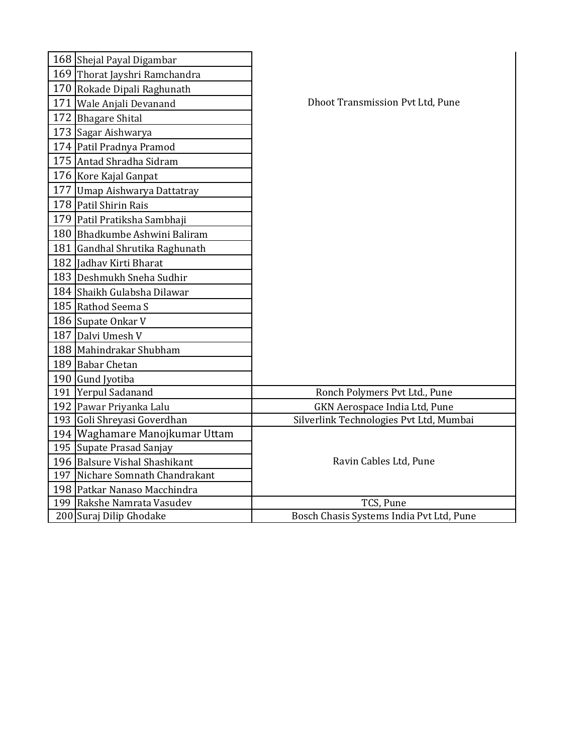| | | |
|---|---|---|
| 168 | Shejal Payal Digambar | Dhoot Transmission Pvt Ltd, Pune |
| 169 | Thorat Jayshri Ramchandra | |
| 170 | Rokade Dipali Raghunath | |
| 171 | Wale Anjali Devanand | |
| 172 | Bhagare Shital | |
| 173 | Sagar Aishwarya | |
| 174 | Patil Pradnya Pramod | |
| 175 | Antad Shradha Sidram | |
| 176 | Kore Kajal Ganpat | |
| 177 | Umap Aishwarya Dattatray | |
| 178 | Patil Shirin Rais | |
| 179 | Patil Pratiksha Sambhaji | |
| 180 | Bhadkumbe Ashwini Baliram | |
| 181 | Gandhal Shrutika Raghunath | |
| 182 | Jadhav Kirti Bharat | |
| 183 | Deshmukh Sneha Sudhir | |
| 184 | Shaikh Gulabsha Dilawar | |
| 185 | Rathod Seema S | |
| 186 | Supate Onkar V | |
| 187 | Dalvi Umesh V | |
| 188 | Mahindrakar Shubham | |
| 189 | Babar Chetan | |
| 190 | Gund Jyotiba | |
| 191 | Yerpul Sadanand | Ronch Polymers Pvt Ltd., Pune |
| 192 | Pawar Priyanka Lalu | GKN Aerospace India Ltd, Pune |
| 193 | Goli Shreyasi Goverdhan | Silverlink Technologies Pvt Ltd, Mumbai |
| 194 | Waghamare Manojkumar Uttam | Ravin Cables Ltd, Pune |
| 195 | Supate Prasad Sanjay | |
| 196 | Balsure Vishal Shashikant | |
| 197 | Nichare Somnath Chandrakant | |
| 198 | Patkar Nanaso Macchindra | |
| 199 | Rakshe Namrata Vasudev | TCS, Pune |
| 200 | Suraj Dilip Ghodake | Bosch Chasis Systems India Pvt Ltd, Pune |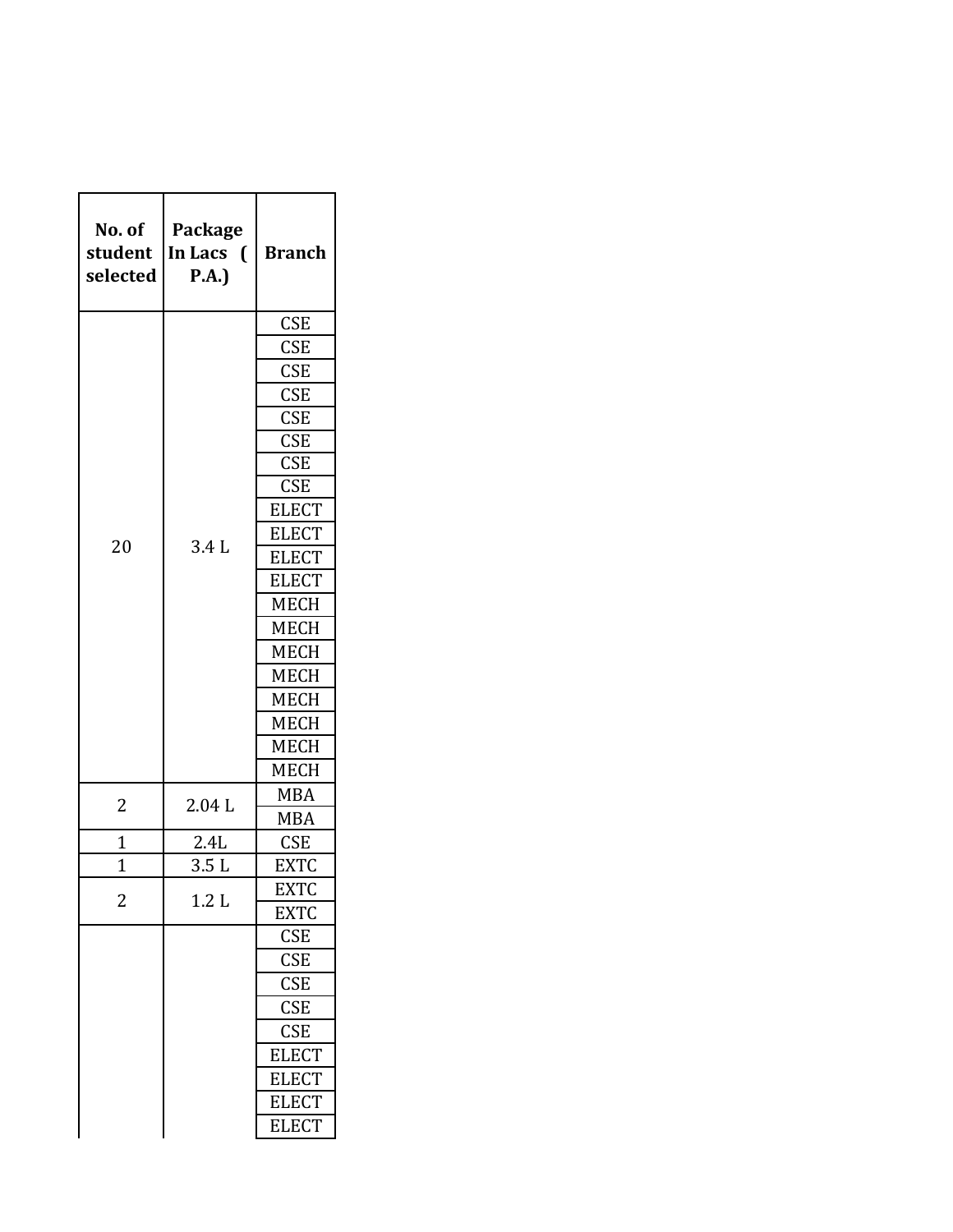| No. of student selected | Package In Lacs ( P.A.) | Branch |
|---|---|---|
| 20 | 3.4 L | CSE |
| | | CSE |
| | | CSE |
| | | CSE |
| | | CSE |
| | | CSE |
| | | CSE |
| | | CSE |
| | | ELECT |
| | | ELECT |
| | | ELECT |
| | | ELECT |
| | | MECH |
| | | MECH |
| | | MECH |
| | | MECH |
| | | MECH |
| | | MECH |
| | | MECH |
| | | MECH |
| 2 | 2.04 L | MBA |
| | | MBA |
| 1 | 2.4L | CSE |
| 1 | 3.5 L | EXTC |
| 2 | 1.2 L | EXTC |
| | | EXTC |
| | | CSE |
| | | CSE |
| | | CSE |
| | | CSE |
| | | CSE |
| | | ELECT |
| | | ELECT |
| | | ELECT |
| | | ELECT |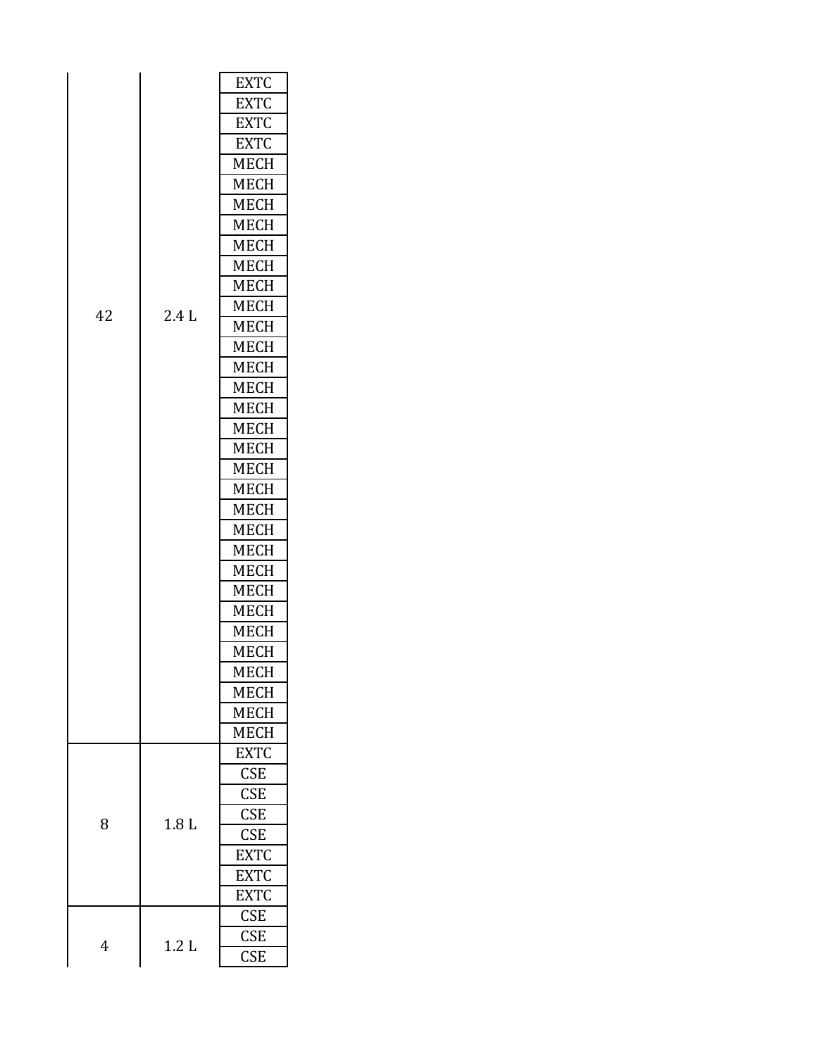| | | |
|---|---|---|
| 42 | 2.4 L | EXTC |
| | | EXTC |
| | | EXTC |
| | | EXTC |
| | | MECH |
| | | MECH |
| | | MECH |
| | | MECH |
| | | MECH |
| | | MECH |
| | | MECH |
| | | MECH |
| | | MECH |
| | | MECH |
| | | MECH |
| | | MECH |
| | | MECH |
| | | MECH |
| | | MECH |
| | | MECH |
| | | MECH |
| | | MECH |
| | | MECH |
| | | MECH |
| | | MECH |
| | | MECH |
| | | MECH |
| | | MECH |
| | | MECH |
| | | MECH |
| | | MECH |
| | | MECH |
| | | MECH |
| 8 | 1.8 L | EXTC |
| | | CSE |
| | | CSE |
| | | CSE |
| | | CSE |
| | | EXTC |
| | | EXTC |
| | | EXTC |
| 4 | 1.2 L | CSE |
| | | CSE |
| | | CSE |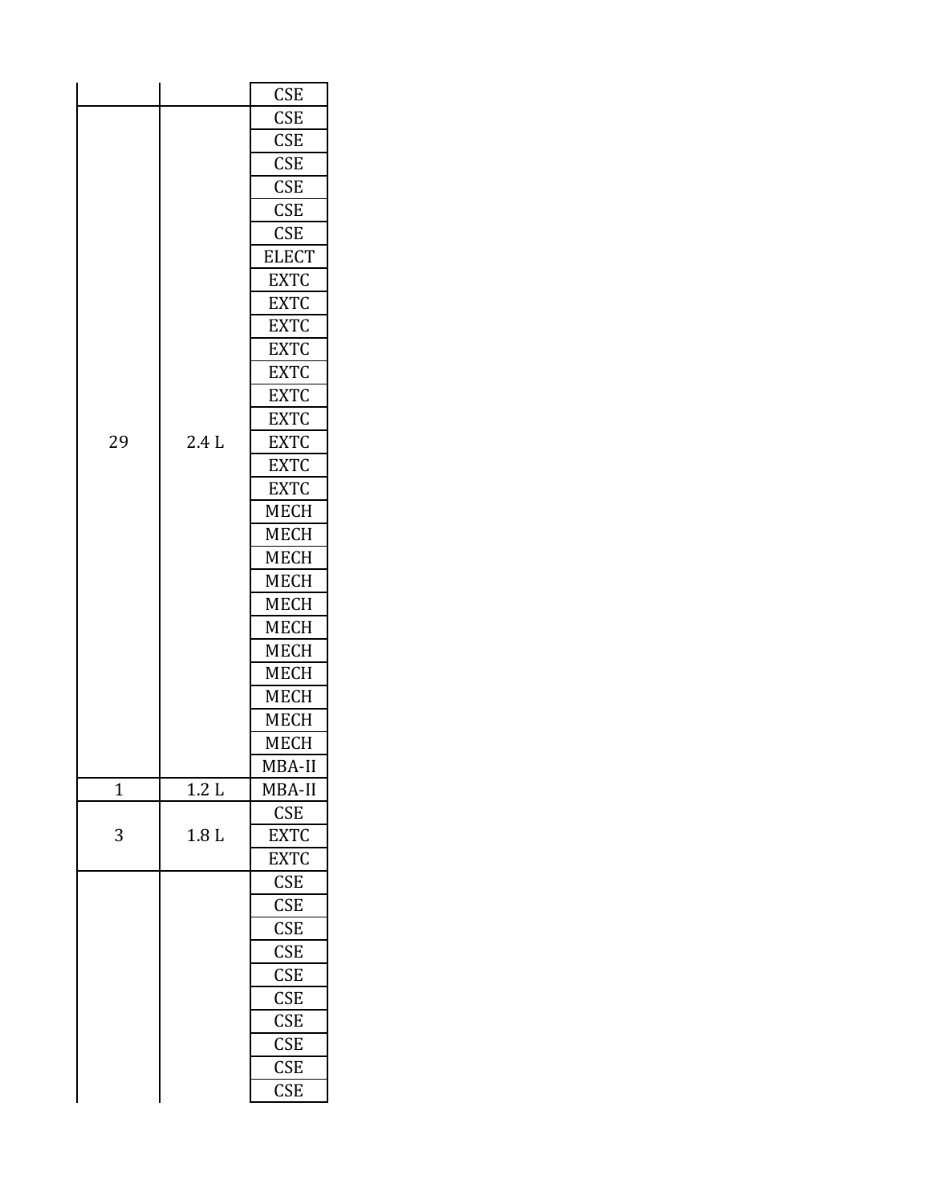| | | |
|---|---|---|
| | | CSE |
| 29 | 2.4 L | CSE |
| | | CSE |
| | | CSE |
| | | CSE |
| | | CSE |
| | | CSE |
| | | ELECT |
| | | EXTC |
| | | EXTC |
| | | EXTC |
| | | EXTC |
| | | EXTC |
| | | EXTC |
| | | EXTC |
| | | EXTC |
| | | EXTC |
| | | EXTC |
| | | MECH |
| | | MECH |
| | | MECH |
| | | MECH |
| | | MECH |
| | | MECH |
| | | MECH |
| | | MECH |
| | | MECH |
| | | MECH |
| | | MECH |
| | | MBA-II |
| 1 | 1.2 L | MBA-II |
| 3 | 1.8 L | CSE |
| | | EXTC |
| | | EXTC |
| | | CSE |
| | | CSE |
| | | CSE |
| | | CSE |
| | | CSE |
| | | CSE |
| | | CSE |
| | | CSE |
| | | CSE |
| | | CSE |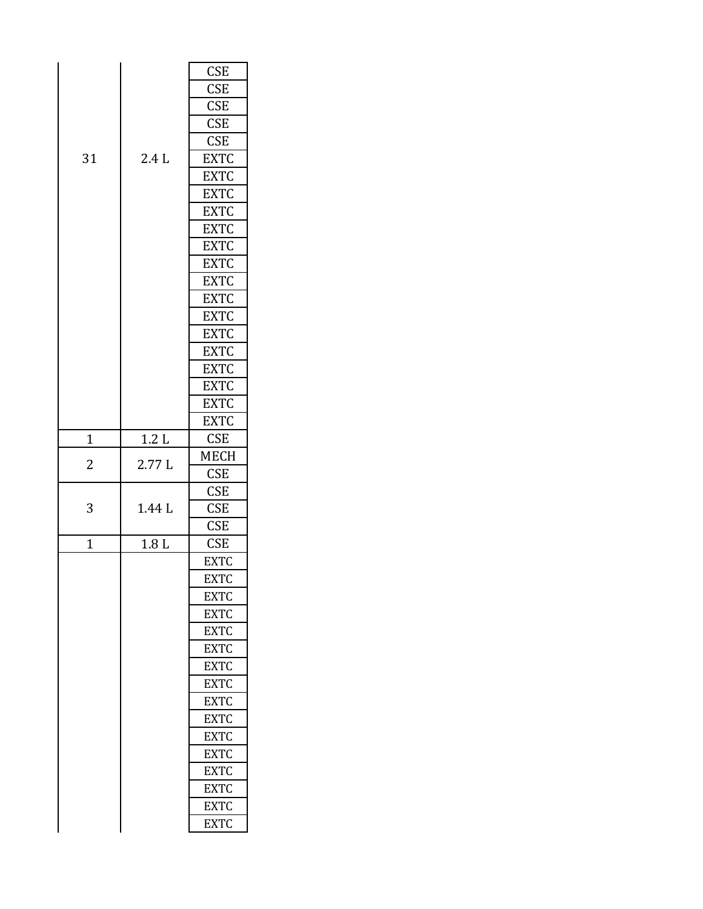| | | |
|---|---|---|
| 31 | 2.4 L | CSE |
| | | CSE |
| | | CSE |
| | | CSE |
| | | CSE |
| | | EXTC |
| | | EXTC |
| | | EXTC |
| | | EXTC |
| | | EXTC |
| | | EXTC |
| | | EXTC |
| | | EXTC |
| | | EXTC |
| | | EXTC |
| | | EXTC |
| | | EXTC |
| | | EXTC |
| | | EXTC |
| | | EXTC |
| | | EXTC |
| 1 | 1.2 L | CSE |
| 2 | 2.77 L | MECH |
| | | CSE |
| 3 | 1.44 L | CSE |
| | | CSE |
| | | CSE |
| 1 | 1.8 L | CSE |
| | | EXTC |
| | | EXTC |
| | | EXTC |
| | | EXTC |
| | | EXTC |
| | | EXTC |
| | | EXTC |
| | | EXTC |
| | | EXTC |
| | | EXTC |
| | | EXTC |
| | | EXTC |
| | | EXTC |
| | | EXTC |
| | | EXTC |
| | | EXTC |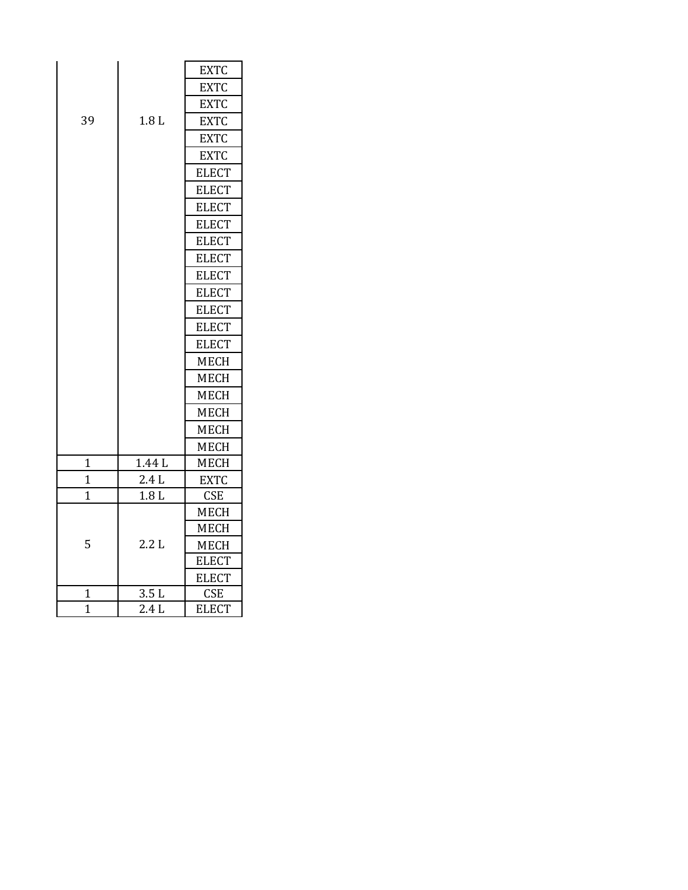| | | |
|---|---|---|
| 39 | 1.8 L | EXTC |
| | | EXTC |
| | | EXTC |
| | | EXTC |
| | | EXTC |
| | | EXTC |
| | | ELECT |
| | | ELECT |
| | | ELECT |
| | | ELECT |
| | | ELECT |
| | | ELECT |
| | | ELECT |
| | | ELECT |
| | | ELECT |
| | | ELECT |
| | | ELECT |
| | | MECH |
| | | MECH |
| | | MECH |
| | | MECH |
| | | MECH |
| | | MECH |
| 1 | 1.44 L | MECH |
| 1 | 2.4 L | EXTC |
| 1 | 1.8 L | CSE |
| 5 | 2.2 L | MECH |
| | | MECH |
| | | MECH |
| | | ELECT |
| | | ELECT |
| 1 | 3.5 L | CSE |
| 1 | 2.4 L | ELECT |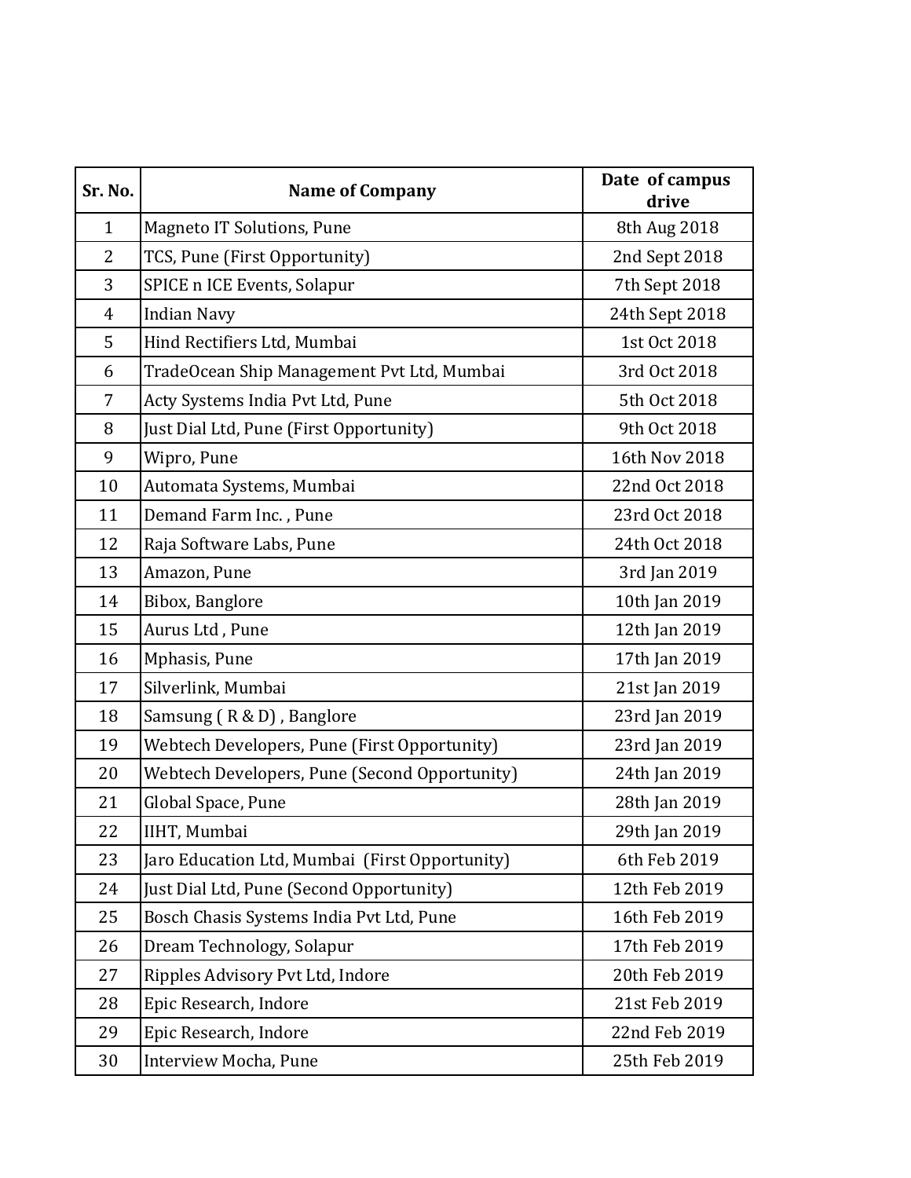| Sr. No. | Name of Company | Date of campus drive |
|---|---|---|
| 1 | Magneto IT Solutions, Pune | 8th Aug 2018 |
| 2 | TCS, Pune (First Opportunity) | 2nd Sept 2018 |
| 3 | SPICE n ICE Events, Solapur | 7th Sept 2018 |
| 4 | Indian Navy | 24th Sept 2018 |
| 5 | Hind Rectifiers Ltd, Mumbai | 1st Oct 2018 |
| 6 | TradeOcean Ship Management Pvt Ltd, Mumbai | 3rd Oct 2018 |
| 7 | Acty Systems India Pvt Ltd, Pune | 5th Oct 2018 |
| 8 | Just Dial Ltd, Pune (First Opportunity) | 9th Oct 2018 |
| 9 | Wipro, Pune | 16th Nov 2018 |
| 10 | Automata Systems, Mumbai | 22nd Oct 2018 |
| 11 | Demand Farm Inc. , Pune | 23rd Oct 2018 |
| 12 | Raja Software Labs, Pune | 24th Oct 2018 |
| 13 | Amazon, Pune | 3rd Jan 2019 |
| 14 | Bibox, Banglore | 10th Jan 2019 |
| 15 | Aurus Ltd , Pune | 12th Jan 2019 |
| 16 | Mphasis, Pune | 17th Jan 2019 |
| 17 | Silverlink, Mumbai | 21st Jan 2019 |
| 18 | Samsung ( R & D) , Banglore | 23rd Jan 2019 |
| 19 | Webtech Developers, Pune (First Opportunity) | 23rd Jan 2019 |
| 20 | Webtech Developers, Pune (Second Opportunity) | 24th Jan 2019 |
| 21 | Global Space, Pune | 28th Jan 2019 |
| 22 | IIHT, Mumbai | 29th Jan 2019 |
| 23 | Jaro Education Ltd, Mumbai (First Opportunity) | 6th Feb 2019 |
| 24 | Just Dial Ltd, Pune (Second Opportunity) | 12th Feb 2019 |
| 25 | Bosch Chasis Systems India Pvt Ltd, Pune | 16th Feb 2019 |
| 26 | Dream Technology, Solapur | 17th Feb 2019 |
| 27 | Ripples Advisory Pvt Ltd, Indore | 20th Feb 2019 |
| 28 | Epic Research, Indore | 21st Feb 2019 |
| 29 | Epic Research, Indore | 22nd Feb 2019 |
| 30 | Interview Mocha, Pune | 25th Feb 2019 |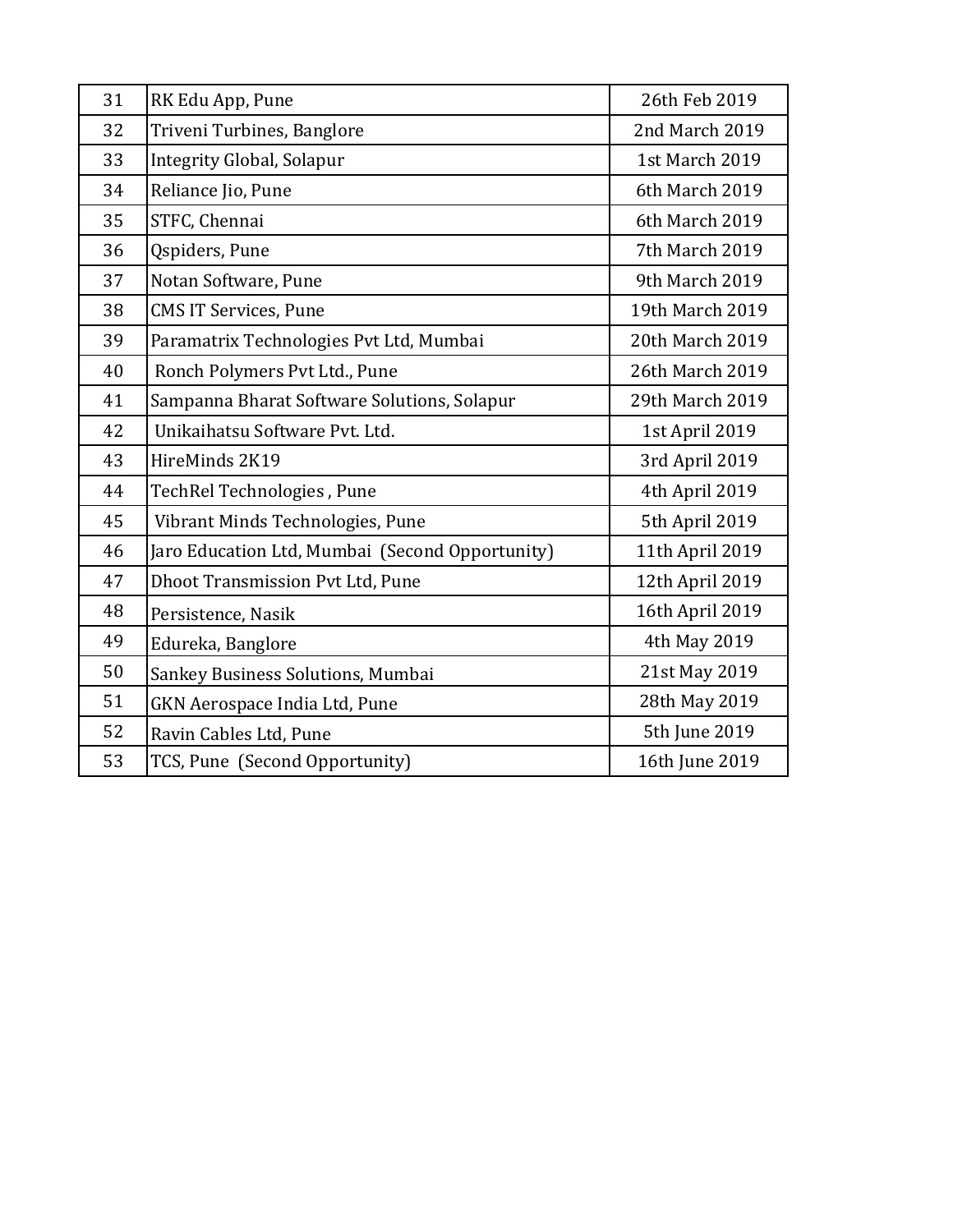| | | |
|---|---|---|
| 31 | RK Edu App, Pune | 26th Feb 2019 |
| 32 | Triveni Turbines, Banglore | 2nd March 2019 |
| 33 | Integrity Global, Solapur | 1st March 2019 |
| 34 | Reliance Jio, Pune | 6th March 2019 |
| 35 | STFC, Chennai | 6th March 2019 |
| 36 | Qspiders, Pune | 7th March 2019 |
| 37 | Notan Software, Pune | 9th March 2019 |
| 38 | CMS IT Services, Pune | 19th March 2019 |
| 39 | Paramatrix Technologies Pvt Ltd, Mumbai | 20th March 2019 |
| 40 | Ronch Polymers Pvt Ltd., Pune | 26th March 2019 |
| 41 | Sampanna Bharat Software Solutions, Solapur | 29th March 2019 |
| 42 | Unikaihatsu Software Pvt. Ltd. | 1st April 2019 |
| 43 | HireMinds 2K19 | 3rd April 2019 |
| 44 | TechRel Technologies , Pune | 4th April 2019 |
| 45 | Vibrant Minds Technologies, Pune | 5th April 2019 |
| 46 | Jaro Education Ltd, Mumbai (Second Opportunity) | 11th April 2019 |
| 47 | Dhoot Transmission Pvt Ltd, Pune | 12th April 2019 |
| 48 | Persistence, Nasik | 16th April 2019 |
| 49 | Edureka, Banglore | 4th May 2019 |
| 50 | Sankey Business Solutions, Mumbai | 21st May 2019 |
| 51 | GKN Aerospace India Ltd, Pune | 28th May 2019 |
| 52 | Ravin Cables Ltd, Pune | 5th June 2019 |
| 53 | TCS, Pune (Second Opportunity) | 16th June 2019 |